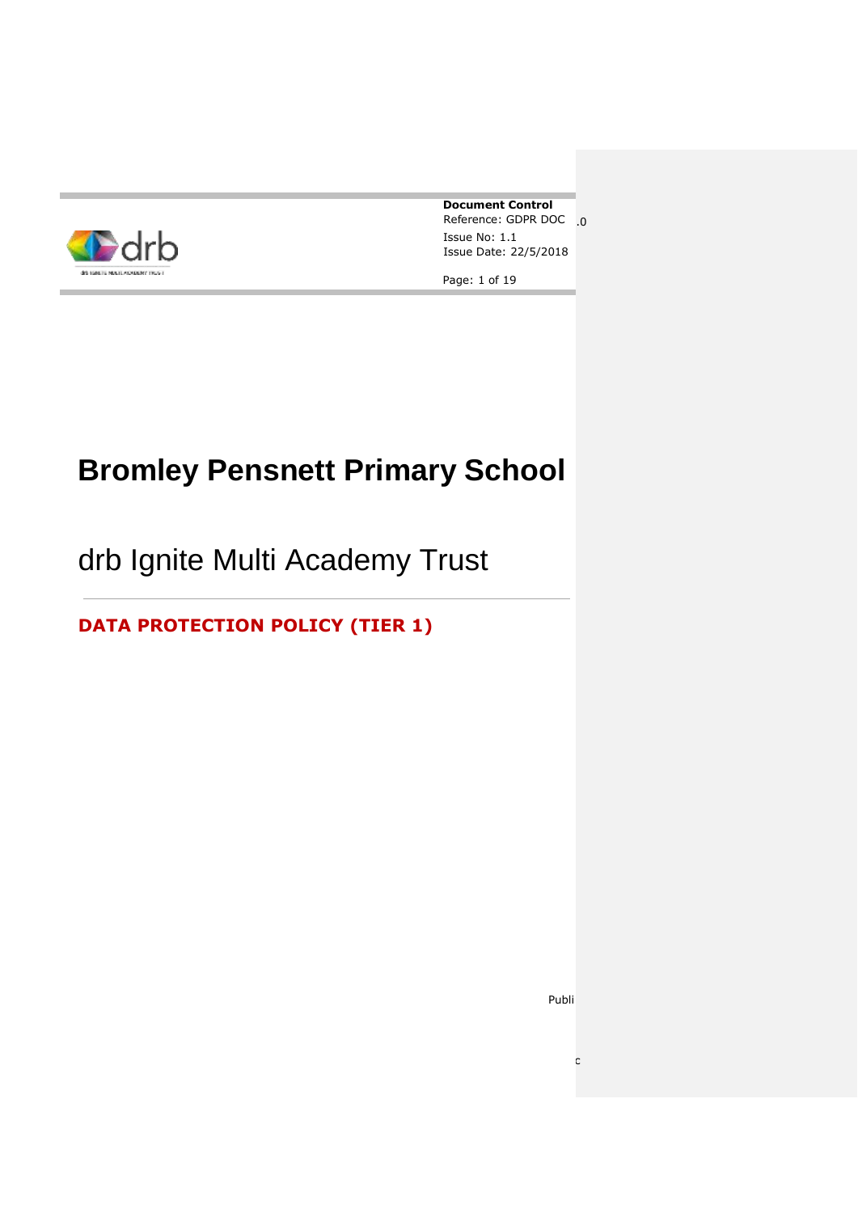**Document Control**
Reference: GDPR DOC .0
Issue No: 1.1
Issue Date: 22/5/2018

# Bromley Pensnett Primary School

## drb Ignite Multi Academy Trust

---

**DATA PROTECTION POLICY (TIER 1)**

Public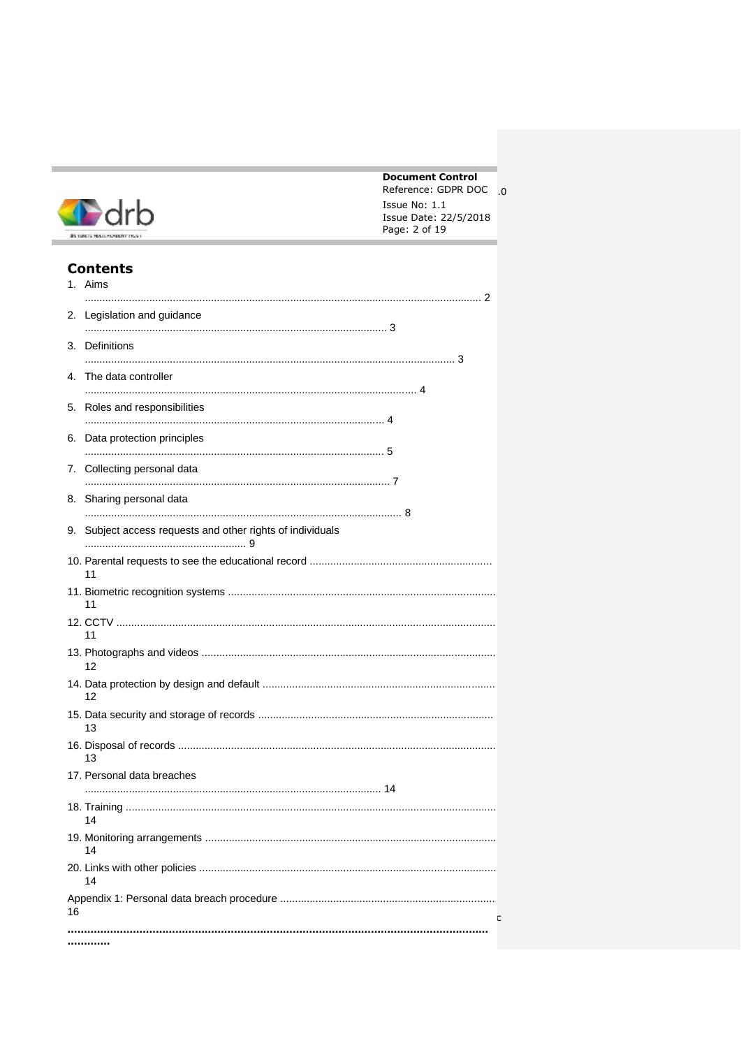## Contents

1. Aims ........................................................................................................................ 2
2. Legislation and guidance ....................................................................................... 3
3. Definitions ............................................................................................................. 3
4. The data controller .................................................................................................. 4
5. Roles and responsibilities ....................................................................................... 4
6. Data protection principles ....................................................................................... 5
7. Collecting personal data ......................................................................................... 7
8. Sharing personal data ............................................................................................ 8
9. Subject access requests and other rights of individuals ....................................... 9
10. Parental requests to see the educational record ............................................. 11
11. Biometric recognition systems ........................................................................ 11
12. CCTV ............................................................................................................. 11
13. Photographs and videos ................................................................................. 12
14. Data protection by design and default ............................................................ 12
15. Data security and storage of records .............................................................. 13
16. Disposal of records ......................................................................................... 13
17. Personal data breaches .................................................................................. 14
18. Training .......................................................................................................... 14
19. Monitoring arrangements ................................................................................. 14
20. Links with other policies .................................................................................. 14

Appendix 1: Personal data breach procedure ........................................................ 16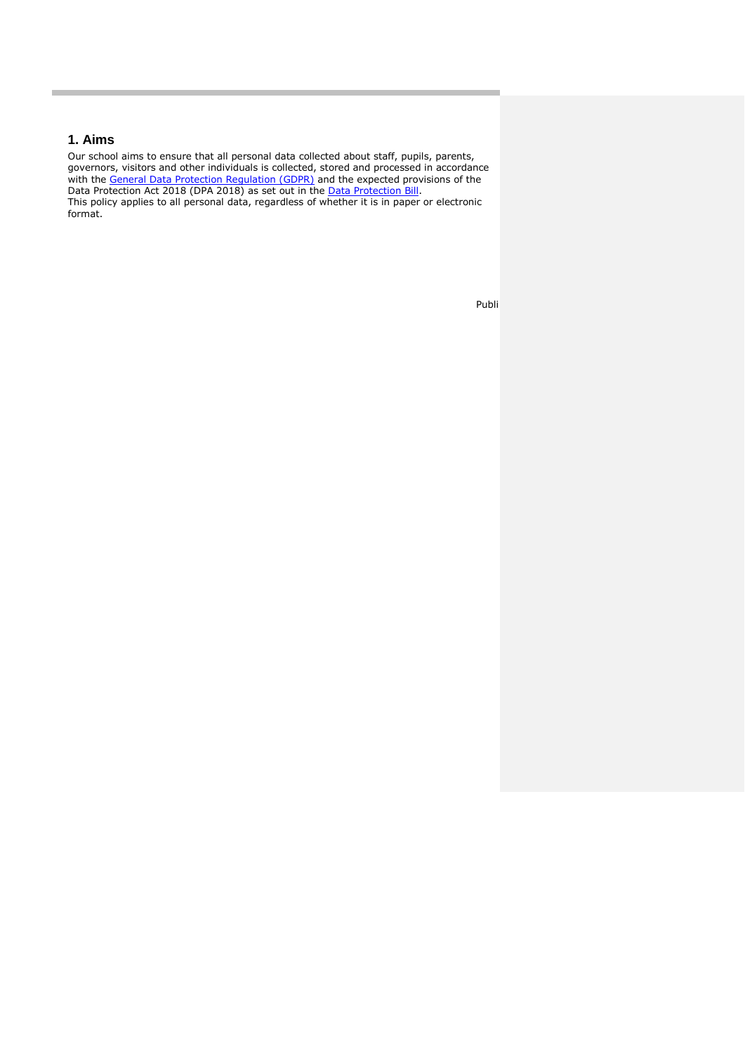## 1. Aims

Our school aims to ensure that all personal data collected about staff, pupils, parents, governors, visitors and other individuals is collected, stored and processed in accordance with the [General Data Protection Regulation (GDPR)] and the expected provisions of the Data Protection Act 2018 (DPA 2018) as set out in the [Data Protection Bill].

This policy applies to all personal data, regardless of whether it is in paper or electronic format.

Publi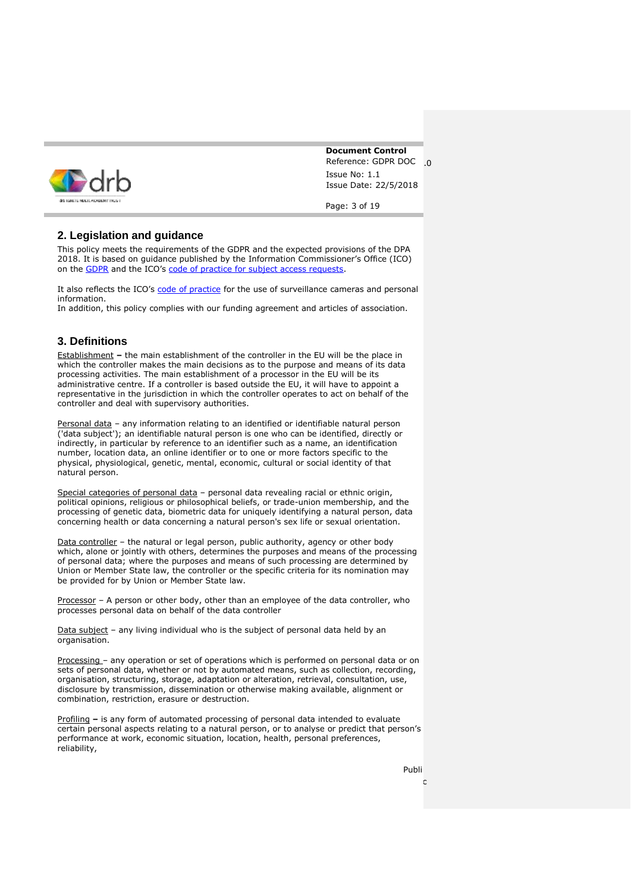## 2. Legislation and guidance

This policy meets the requirements of the GDPR and the expected provisions of the DPA 2018. It is based on guidance published by the Information Commissioner's Office (ICO) on the GDPR and the ICO's code of practice for subject access requests.

It also reflects the ICO's code of practice for the use of surveillance cameras and personal information.
In addition, this policy complies with our funding agreement and articles of association.

## 3. Definitions

Establishment **–** the main establishment of the controller in the EU will be the place in which the controller makes the main decisions as to the purpose and means of its data processing activities. The main establishment of a processor in the EU will be its administrative centre. If a controller is based outside the EU, it will have to appoint a representative in the jurisdiction in which the controller operates to act on behalf of the controller and deal with supervisory authorities.

Personal data – any information relating to an identified or identifiable natural person ('data subject'); an identifiable natural person is one who can be identified, directly or indirectly, in particular by reference to an identifier such as a name, an identification number, location data, an online identifier or to one or more factors specific to the physical, physiological, genetic, mental, economic, cultural or social identity of that natural person.

Special categories of personal data – personal data revealing racial or ethnic origin, political opinions, religious or philosophical beliefs, or trade-union membership, and the processing of genetic data, biometric data for uniquely identifying a natural person, data concerning health or data concerning a natural person's sex life or sexual orientation.

Data controller – the natural or legal person, public authority, agency or other body which, alone or jointly with others, determines the purposes and means of the processing of personal data; where the purposes and means of such processing are determined by Union or Member State law, the controller or the specific criteria for its nomination may be provided for by Union or Member State law.

Processor – A person or other body, other than an employee of the data controller, who processes personal data on behalf of the data controller

Data subject – any living individual who is the subject of personal data held by an organisation.

Processing – any operation or set of operations which is performed on personal data or on sets of personal data, whether or not by automated means, such as collection, recording, organisation, structuring, storage, adaptation or alteration, retrieval, consultation, use, disclosure by transmission, dissemination or otherwise making available, alignment or combination, restriction, erasure or destruction.

Profiling **–** is any form of automated processing of personal data intended to evaluate certain personal aspects relating to a natural person, or to analyse or predict that person's performance at work, economic situation, location, health, personal preferences, reliability,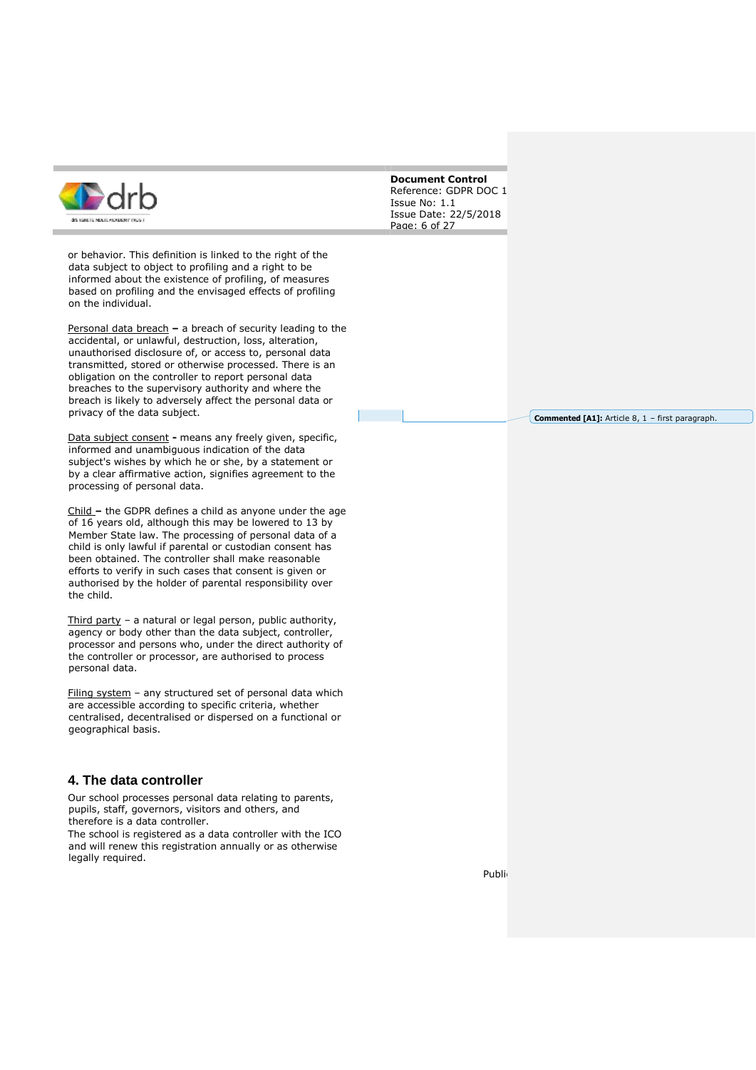or behavior. This definition is linked to the right of the data subject to object to profiling and a right to be informed about the existence of profiling, of measures based on profiling and the envisaged effects of profiling on the individual.

Personal data breach **–** a breach of security leading to the accidental, or unlawful, destruction, loss, alteration, unauthorised disclosure of, or access to, personal data transmitted, stored or otherwise processed. There is an obligation on the controller to report personal data breaches to the supervisory authority and where the breach is likely to adversely affect the personal data or privacy of the data subject.

Data subject consent **-** means any freely given, specific, informed and unambiguous indication of the data subject's wishes by which he or she, by a statement or by a clear affirmative action, signifies agreement to the processing of personal data.

Child **–** the GDPR defines a child as anyone under the age of 16 years old, although this may be lowered to 13 by Member State law. The processing of personal data of a child is only lawful if parental or custodian consent has been obtained. The controller shall make reasonable efforts to verify in such cases that consent is given or authorised by the holder of parental responsibility over the child.

**Commented [A1]:** Article 8, 1 – first paragraph.

Third party – a natural or legal person, public authority, agency or body other than the data subject, controller, processor and persons who, under the direct authority of the controller or processor, are authorised to process personal data.

Filing system – any structured set of personal data which are accessible according to specific criteria, whether centralised, decentralised or dispersed on a functional or geographical basis.

## 4. The data controller

Our school processes personal data relating to parents, pupils, staff, governors, visitors and others, and therefore is a data controller.
The school is registered as a data controller with the ICO and will renew this registration annually or as otherwise legally required.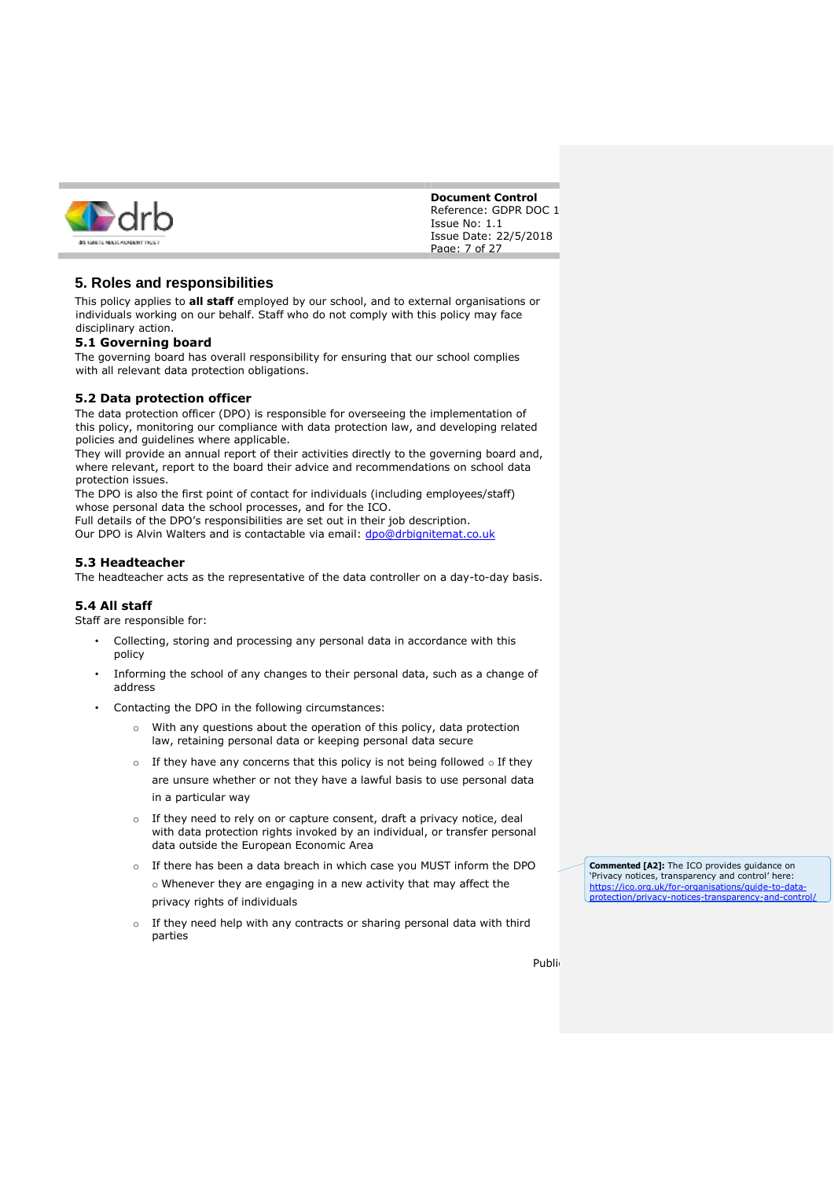## 5. Roles and responsibilities

This policy applies to **all staff** employed by our school, and to external organisations or individuals working on our behalf. Staff who do not comply with this policy may face disciplinary action.

### 5.1 Governing board

The governing board has overall responsibility for ensuring that our school complies with all relevant data protection obligations.

### 5.2 Data protection officer

The data protection officer (DPO) is responsible for overseeing the implementation of this policy, monitoring our compliance with data protection law, and developing related policies and guidelines where applicable.

They will provide an annual report of their activities directly to the governing board and, where relevant, report to the board their advice and recommendations on school data protection issues.

The DPO is also the first point of contact for individuals (including employees/staff) whose personal data the school processes, and for the ICO.

Full details of the DPO's responsibilities are set out in their job description.

Our DPO is Alvin Walters and is contactable via email: dpo@drbignitemat.co.uk

### 5.3 Headteacher

The headteacher acts as the representative of the data controller on a day-to-day basis.

### 5.4 All staff

Staff are responsible for:

- Collecting, storing and processing any personal data in accordance with this policy
- Informing the school of any changes to their personal data, such as a change of address
- Contacting the DPO in the following circumstances:
  - With any questions about the operation of this policy, data protection law, retaining personal data or keeping personal data secure
  - If they have any concerns that this policy is not being followed
  - If they are unsure whether or not they have a lawful basis to use personal data in a particular way
  - If they need to rely on or capture consent, draft a privacy notice, deal with data protection rights invoked by an individual, or transfer personal data outside the European Economic Area
  - If there has been a data breach in which case you MUST inform the DPO
  - Whenever they are engaging in a new activity that may affect the privacy rights of individuals
  - If they need help with any contracts or sharing personal data with third parties

**Commented [A2]:** The ICO provides guidance on 'Privacy notices, transparency and control' here: https://ico.org.uk/for-organisations/guide-to-data-protection/privacy-notices-transparency-and-control/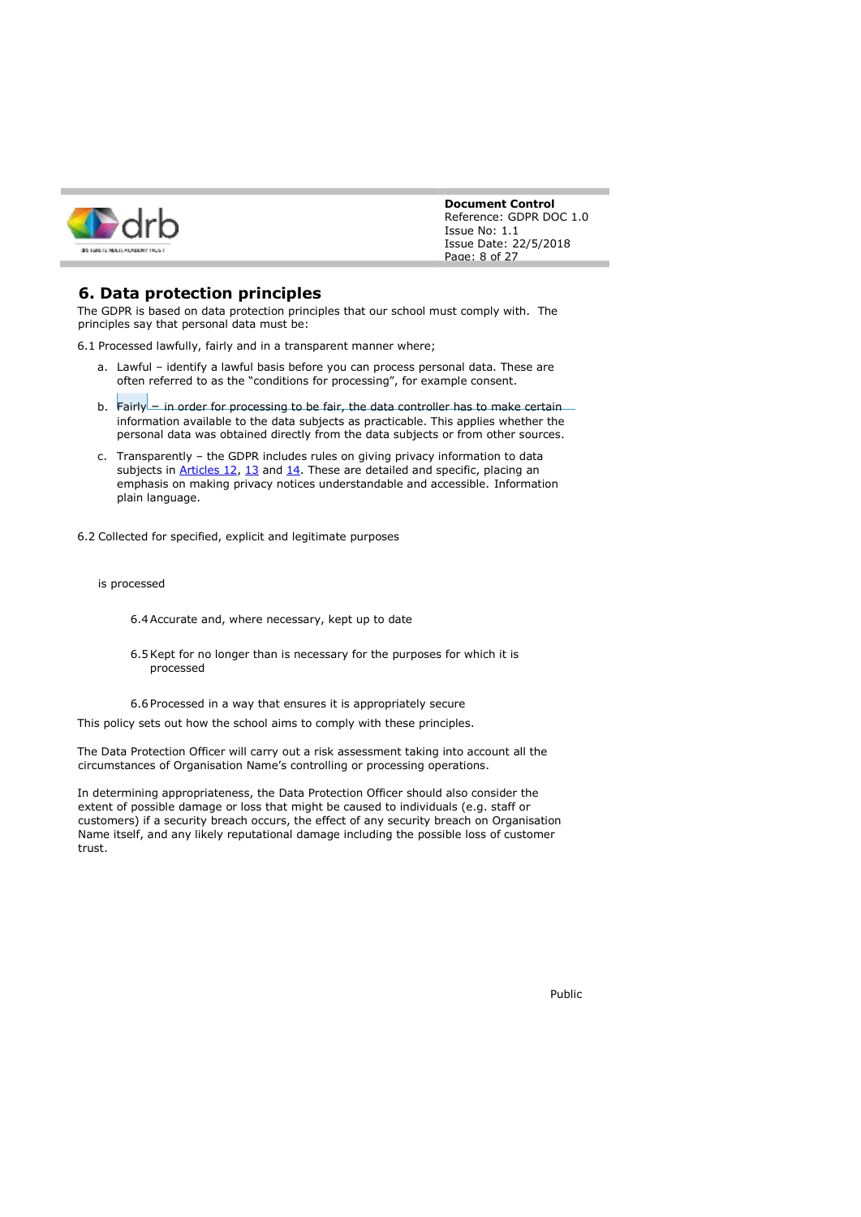## 6. Data protection principles

The GDPR is based on data protection principles that our school must comply with. The principles say that personal data must be:

6.1 Processed lawfully, fairly and in a transparent manner where;

a. Lawful – identify a lawful basis before you can process personal data. These are often referred to as the "conditions for processing", for example consent.

b. Fairly – in order for processing to be fair, the data controller has to make certain information available to the data subjects as practicable. This applies whether the personal data was obtained directly from the data subjects or from other sources.

c. Transparently – the GDPR includes rules on giving privacy information to data subjects in Articles 12, 13 and 14. These are detailed and specific, placing an emphasis on making privacy notices understandable and accessible. Information plain language.

6.2 Collected for specified, explicit and legitimate purposes

is processed

6.4 Accurate and, where necessary, kept up to date

6.5 Kept for no longer than is necessary for the purposes for which it is processed

6.6 Processed in a way that ensures it is appropriately secure

This policy sets out how the school aims to comply with these principles.

The Data Protection Officer will carry out a risk assessment taking into account all the circumstances of Organisation Name's controlling or processing operations.

In determining appropriateness, the Data Protection Officer should also consider the extent of possible damage or loss that might be caused to individuals (e.g. staff or customers) if a security breach occurs, the effect of any security breach on Organisation Name itself, and any likely reputational damage including the possible loss of customer trust.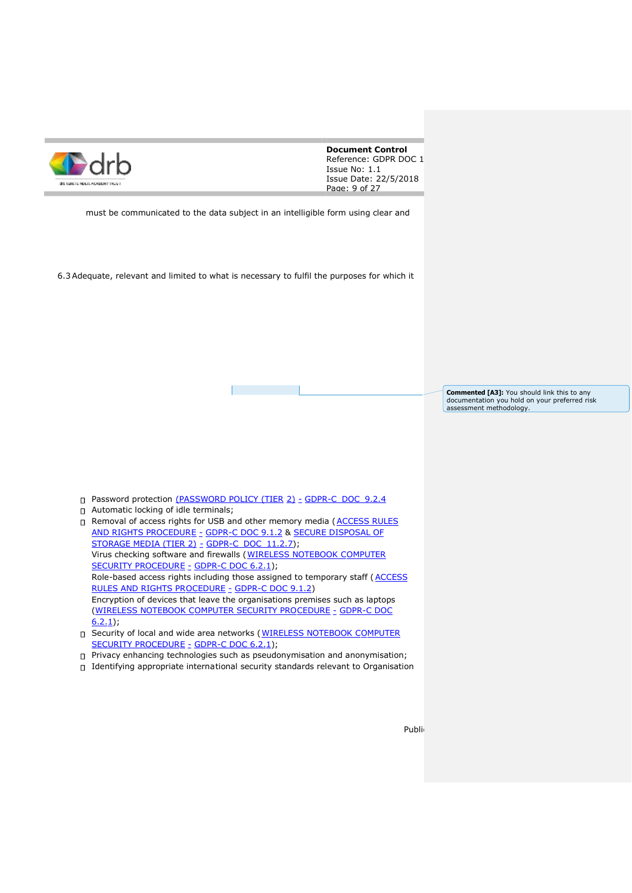must be communicated to the data subject in an intelligible form using clear and

6.3 Adequate, relevant and limited to what is necessary to fulfil the purposes for which it

**Commented [A3]:** You should link this to any documentation you hold on your preferred risk assessment methodology.

- Password protection (PASSWORD POLICY (TIER 2) - GDPR-C DOC 9.2.4
- Automatic locking of idle terminals;
- Removal of access rights for USB and other memory media (ACCESS RULES AND RIGHTS PROCEDURE - GDPR-C DOC 9.1.2 & SECURE DISPOSAL OF STORAGE MEDIA (TIER 2) - GDPR-C DOC 11.2.7);
- Virus checking software and firewalls (WIRELESS NOTEBOOK COMPUTER SECURITY PROCEDURE - GDPR-C DOC 6.2.1);
- Role-based access rights including those assigned to temporary staff (ACCESS RULES AND RIGHTS PROCEDURE - GDPR-C DOC 9.1.2)
- Encryption of devices that leave the organisations premises such as laptops (WIRELESS NOTEBOOK COMPUTER SECURITY PROCEDURE - GDPR-C DOC 6.2.1);
- Security of local and wide area networks (WIRELESS NOTEBOOK COMPUTER SECURITY PROCEDURE - GDPR-C DOC 6.2.1);
- Privacy enhancing technologies such as pseudonymisation and anonymisation;
- Identifying appropriate international security standards relevant to Organisation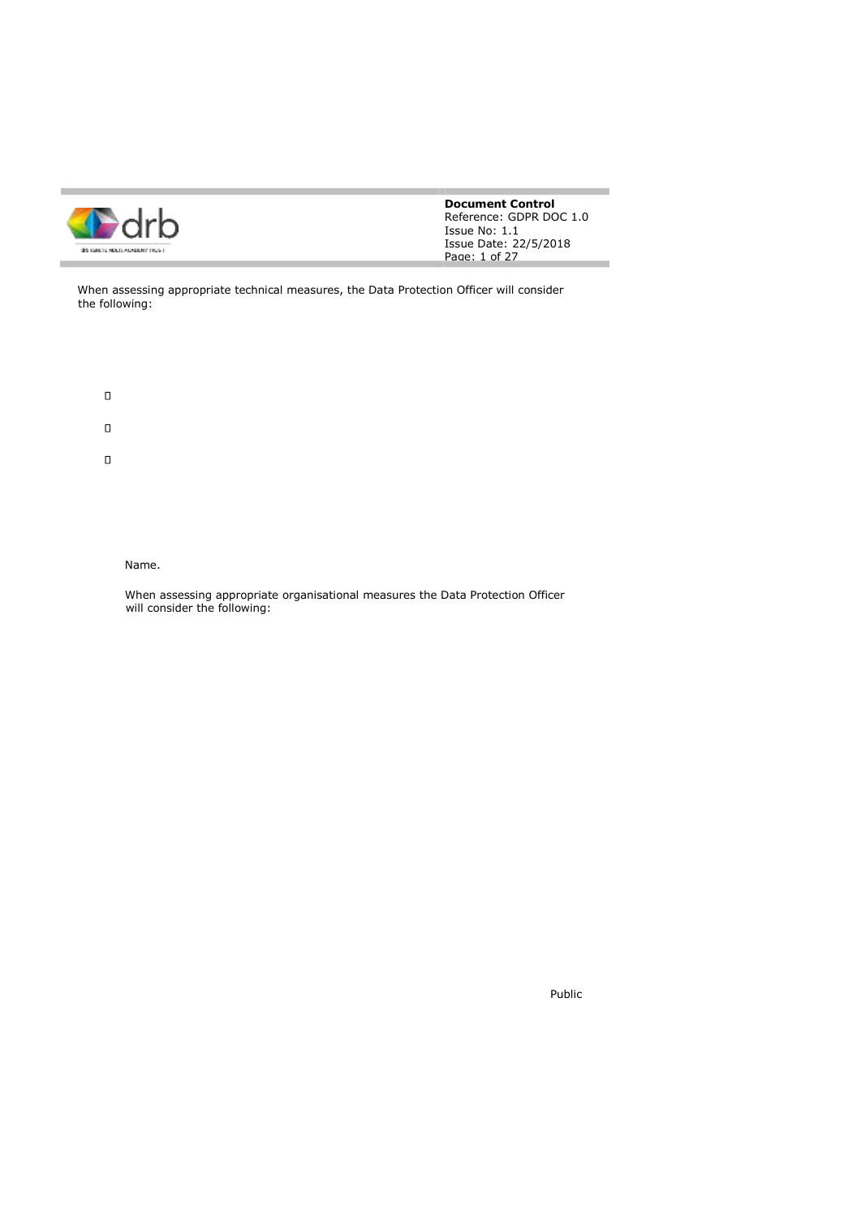When assessing appropriate technical measures, the Data Protection Officer will consider the following:

- 
- 
- 

Name.

When assessing appropriate organisational measures the Data Protection Officer will consider the following:

Public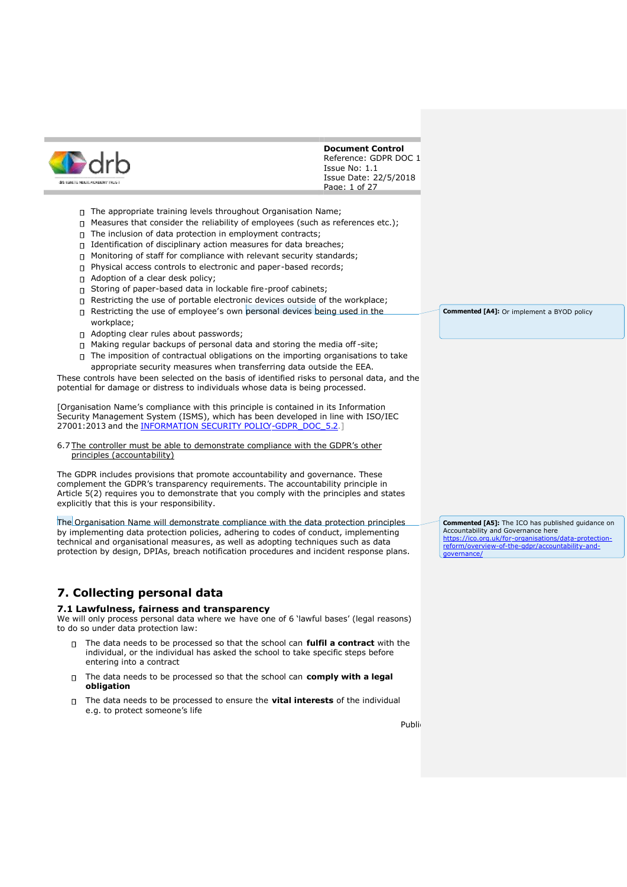- The appropriate training levels throughout Organisation Name;
- Measures that consider the reliability of employees (such as references etc.);
- The inclusion of data protection in employment contracts;
- Identification of disciplinary action measures for data breaches;
- Monitoring of staff for compliance with relevant security standards;
- Physical access controls to electronic and paper-based records;
- Adoption of a clear desk policy;
- Storing of paper-based data in lockable fire-proof cabinets;
- Restricting the use of portable electronic devices outside of the workplace;
- Restricting the use of employee's own personal devices being used in the workplace;
- Adopting clear rules about passwords;
- Making regular backups of personal data and storing the media off-site;
- The imposition of contractual obligations on the importing organisations to take appropriate security measures when transferring data outside the EEA.

These controls have been selected on the basis of identified risks to personal data, and the potential for damage or distress to individuals whose data is being processed.

[Organisation Name's compliance with this principle is contained in its Information Security Management System (ISMS), which has been developed in line with ISO/IEC 27001:2013 and the INFORMATION SECURITY POLICY-GDPR_DOC_5.2.]

6.7 The controller must be able to demonstrate compliance with the GDPR's other principles (accountability)

The GDPR includes provisions that promote accountability and governance. These complement the GDPR's transparency requirements. The accountability principle in Article 5(2) requires you to demonstrate that you comply with the principles and states explicitly that this is your responsibility.

The Organisation Name will demonstrate compliance with the data protection principles by implementing data protection policies, adhering to codes of conduct, implementing technical and organisational measures, as well as adopting techniques such as data protection by design, DPIAs, breach notification procedures and incident response plans.

**Commented [A4]:** Or implement a BYOD policy

**Commented [A5]:** The ICO has published guidance on Accountability and Governance here https://ico.org.uk/for-organisations/data-protection-reform/overview-of-the-gdpr/accountability-and-governance/

## 7. Collecting personal data

### 7.1 Lawfulness, fairness and transparency

We will only process personal data where we have one of 6 'lawful bases' (legal reasons) to do so under data protection law:

- The data needs to be processed so that the school can **fulfil a contract** with the individual, or the individual has asked the school to take specific steps before entering into a contract
- The data needs to be processed so that the school can **comply with a legal obligation**
- The data needs to be processed to ensure the **vital interests** of the individual e.g. to protect someone's life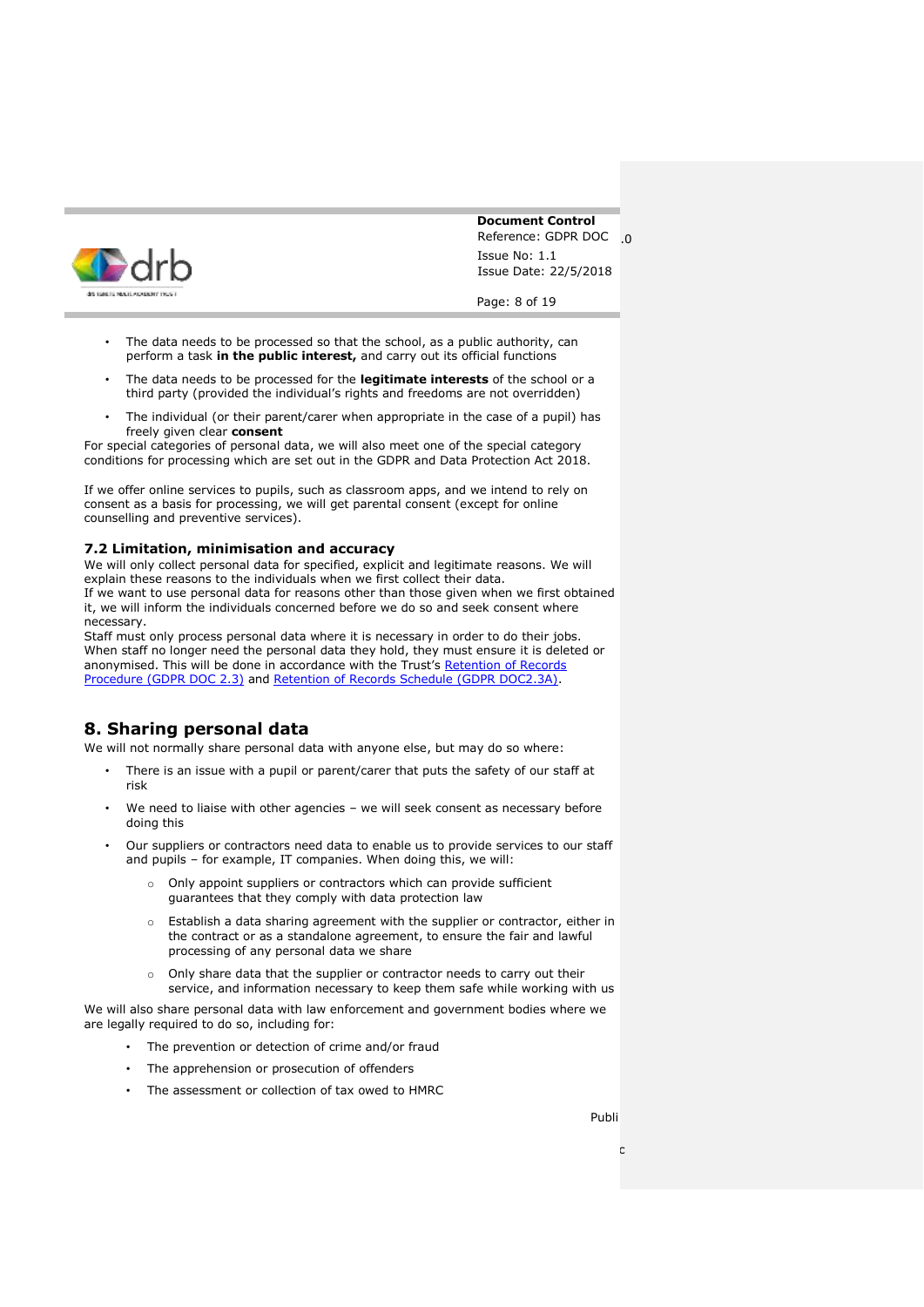- The data needs to be processed so that the school, as a public authority, can perform a task **in the public interest,** and carry out its official functions
- The data needs to be processed for the **legitimate interests** of the school or a third party (provided the individual's rights and freedoms are not overridden)
- The individual (or their parent/carer when appropriate in the case of a pupil) has freely given clear **consent**

For special categories of personal data, we will also meet one of the special category conditions for processing which are set out in the GDPR and Data Protection Act 2018.

If we offer online services to pupils, such as classroom apps, and we intend to rely on consent as a basis for processing, we will get parental consent (except for online counselling and preventive services).

### 7.2 Limitation, minimisation and accuracy

We will only collect personal data for specified, explicit and legitimate reasons. We will explain these reasons to the individuals when we first collect their data.
If we want to use personal data for reasons other than those given when we first obtained it, we will inform the individuals concerned before we do so and seek consent where necessary.
Staff must only process personal data where it is necessary in order to do their jobs.
When staff no longer need the personal data they hold, they must ensure it is deleted or anonymised. This will be done in accordance with the Trust's Retention of Records Procedure (GDPR DOC 2.3) and Retention of Records Schedule (GDPR DOC2.3A).

## 8. Sharing personal data

We will not normally share personal data with anyone else, but may do so where:

- There is an issue with a pupil or parent/carer that puts the safety of our staff at risk
- We need to liaise with other agencies – we will seek consent as necessary before doing this
- Our suppliers or contractors need data to enable us to provide services to our staff and pupils – for example, IT companies. When doing this, we will:
  - Only appoint suppliers or contractors which can provide sufficient guarantees that they comply with data protection law
  - Establish a data sharing agreement with the supplier or contractor, either in the contract or as a standalone agreement, to ensure the fair and lawful processing of any personal data we share
  - Only share data that the supplier or contractor needs to carry out their service, and information necessary to keep them safe while working with us

We will also share personal data with law enforcement and government bodies where we are legally required to do so, including for:

- The prevention or detection of crime and/or fraud
- The apprehension or prosecution of offenders
- The assessment or collection of tax owed to HMRC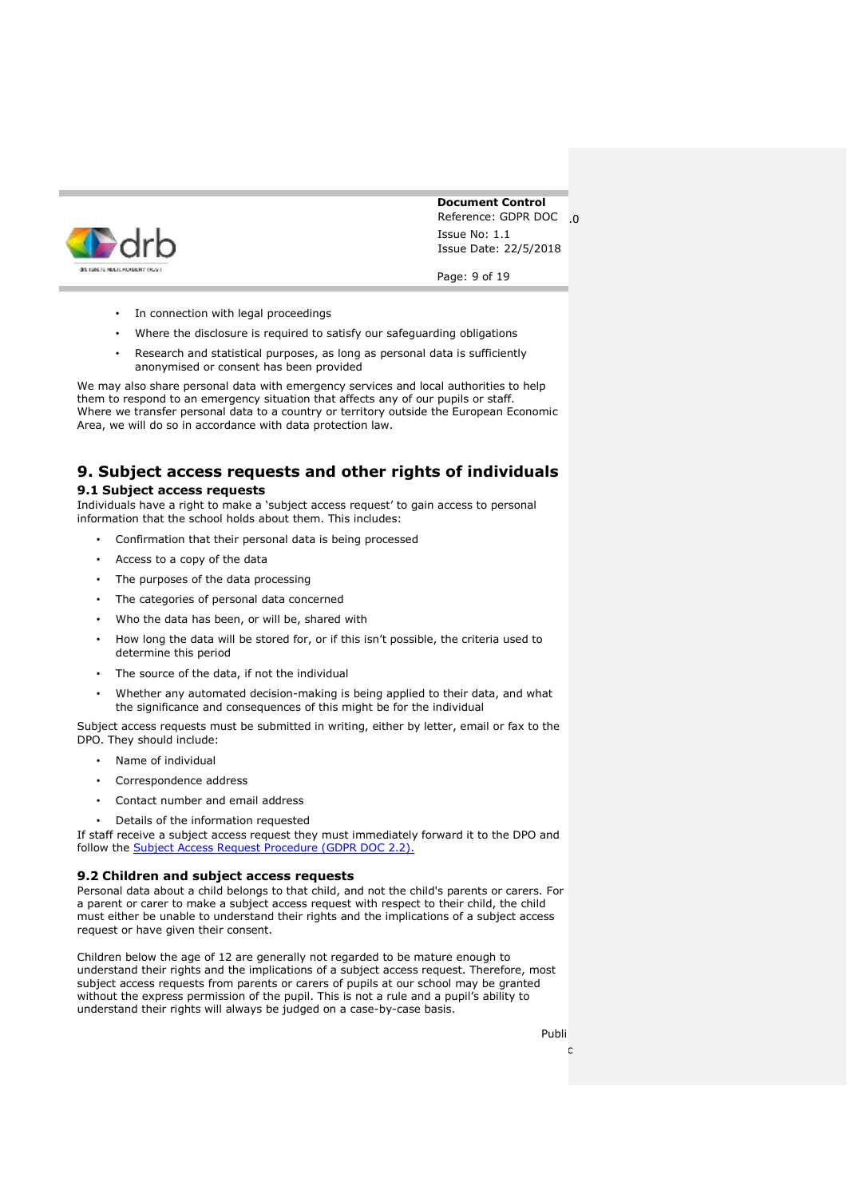- In connection with legal proceedings
- Where the disclosure is required to satisfy our safeguarding obligations
- Research and statistical purposes, as long as personal data is sufficiently anonymised or consent has been provided

We may also share personal data with emergency services and local authorities to help them to respond to an emergency situation that affects any of our pupils or staff.
Where we transfer personal data to a country or territory outside the European Economic Area, we will do so in accordance with data protection law.

## 9. Subject access requests and other rights of individuals

### 9.1 Subject access requests

Individuals have a right to make a 'subject access request' to gain access to personal information that the school holds about them. This includes:

- Confirmation that their personal data is being processed
- Access to a copy of the data
- The purposes of the data processing
- The categories of personal data concerned
- Who the data has been, or will be, shared with
- How long the data will be stored for, or if this isn't possible, the criteria used to determine this period
- The source of the data, if not the individual
- Whether any automated decision-making is being applied to their data, and what the significance and consequences of this might be for the individual

Subject access requests must be submitted in writing, either by letter, email or fax to the DPO. They should include:

- Name of individual
- Correspondence address
- Contact number and email address
- Details of the information requested

If staff receive a subject access request they must immediately forward it to the DPO and follow the Subject Access Request Procedure (GDPR DOC 2.2).

### 9.2 Children and subject access requests

Personal data about a child belongs to that child, and not the child's parents or carers. For a parent or carer to make a subject access request with respect to their child, the child must either be unable to understand their rights and the implications of a subject access request or have given their consent.

Children below the age of 12 are generally not regarded to be mature enough to understand their rights and the implications of a subject access request. Therefore, most subject access requests from parents or carers of pupils at our school may be granted without the express permission of the pupil. This is not a rule and a pupil's ability to understand their rights will always be judged on a case-by-case basis.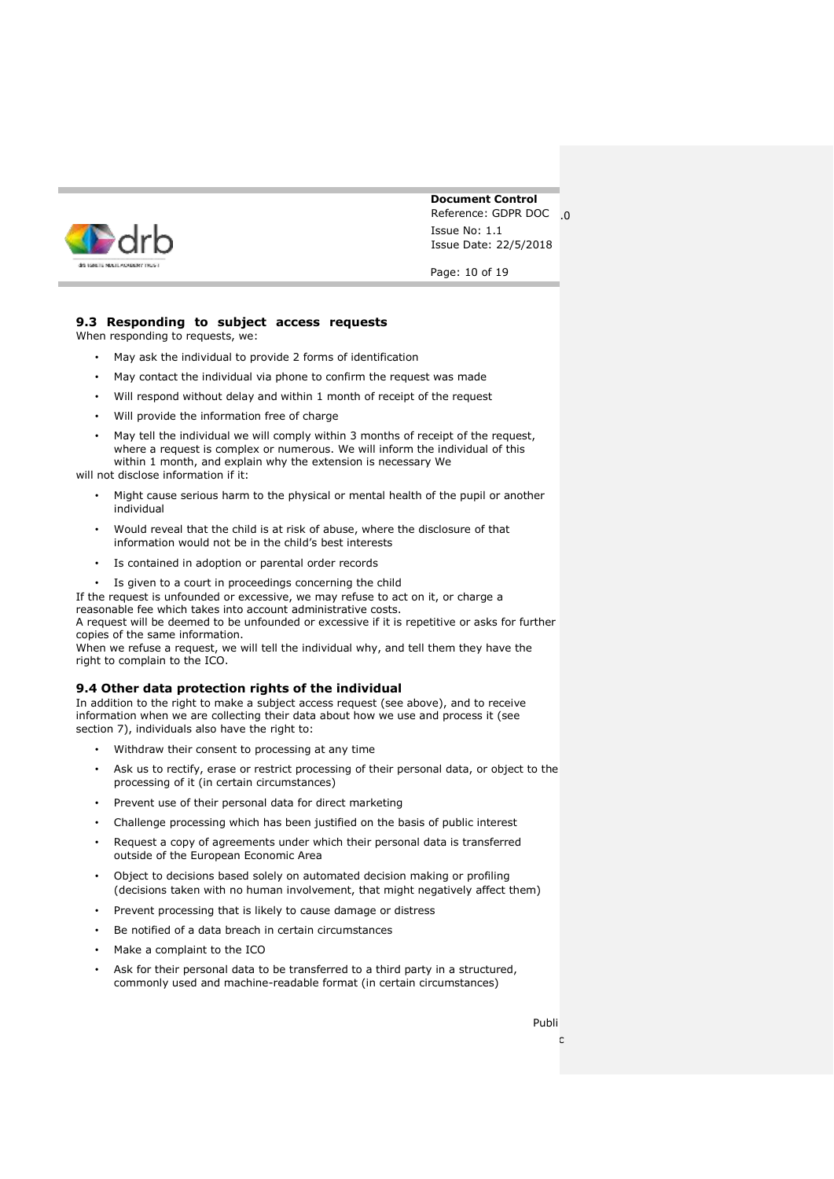### 9.3 Responding to subject access requests

When responding to requests, we:

- May ask the individual to provide 2 forms of identification
- May contact the individual via phone to confirm the request was made
- Will respond without delay and within 1 month of receipt of the request
- Will provide the information free of charge
- May tell the individual we will comply within 3 months of receipt of the request, where a request is complex or numerous. We will inform the individual of this within 1 month, and explain why the extension is necessary

We will not disclose information if it:

- Might cause serious harm to the physical or mental health of the pupil or another individual
- Would reveal that the child is at risk of abuse, where the disclosure of that information would not be in the child's best interests
- Is contained in adoption or parental order records
- Is given to a court in proceedings concerning the child

If the request is unfounded or excessive, we may refuse to act on it, or charge a reasonable fee which takes into account administrative costs.

A request will be deemed to be unfounded or excessive if it is repetitive or asks for further copies of the same information.

When we refuse a request, we will tell the individual why, and tell them they have the right to complain to the ICO.

### 9.4 Other data protection rights of the individual

In addition to the right to make a subject access request (see above), and to receive information when we are collecting their data about how we use and process it (see section 7), individuals also have the right to:

- Withdraw their consent to processing at any time
- Ask us to rectify, erase or restrict processing of their personal data, or object to the processing of it (in certain circumstances)
- Prevent use of their personal data for direct marketing
- Challenge processing which has been justified on the basis of public interest
- Request a copy of agreements under which their personal data is transferred outside of the European Economic Area
- Object to decisions based solely on automated decision making or profiling (decisions taken with no human involvement, that might negatively affect them)
- Prevent processing that is likely to cause damage or distress
- Be notified of a data breach in certain circumstances
- Make a complaint to the ICO
- Ask for their personal data to be transferred to a third party in a structured, commonly used and machine-readable format (in certain circumstances)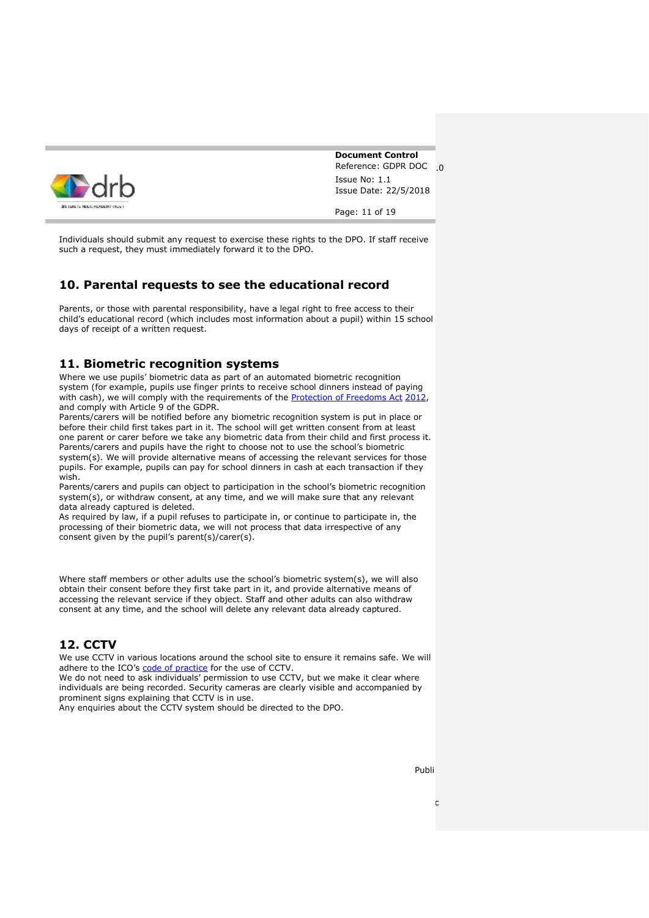Individuals should submit any request to exercise these rights to the DPO. If staff receive such a request, they must immediately forward it to the DPO.

## 10. Parental requests to see the educational record

Parents, or those with parental responsibility, have a legal right to free access to their child's educational record (which includes most information about a pupil) within 15 school days of receipt of a written request.

## 11. Biometric recognition systems

Where we use pupils' biometric data as part of an automated biometric recognition system (for example, pupils use finger prints to receive school dinners instead of paying with cash), we will comply with the requirements of the Protection of Freedoms Act 2012, and comply with Article 9 of the GDPR.

Parents/carers will be notified before any biometric recognition system is put in place or before their child first takes part in it. The school will get written consent from at least one parent or carer before we take any biometric data from their child and first process it.

Parents/carers and pupils have the right to choose not to use the school's biometric system(s). We will provide alternative means of accessing the relevant services for those pupils. For example, pupils can pay for school dinners in cash at each transaction if they wish.

Parents/carers and pupils can object to participation in the school's biometric recognition system(s), or withdraw consent, at any time, and we will make sure that any relevant data already captured is deleted.

As required by law, if a pupil refuses to participate in, or continue to participate in, the processing of their biometric data, we will not process that data irrespective of any consent given by the pupil's parent(s)/carer(s).

Where staff members or other adults use the school's biometric system(s), we will also obtain their consent before they first take part in it, and provide alternative means of accessing the relevant service if they object. Staff and other adults can also withdraw consent at any time, and the school will delete any relevant data already captured.

## 12. CCTV

We use CCTV in various locations around the school site to ensure it remains safe. We will adhere to the ICO's code of practice for the use of CCTV.

We do not need to ask individuals' permission to use CCTV, but we make it clear where individuals are being recorded. Security cameras are clearly visible and accompanied by prominent signs explaining that CCTV is in use.

Any enquiries about the CCTV system should be directed to the DPO.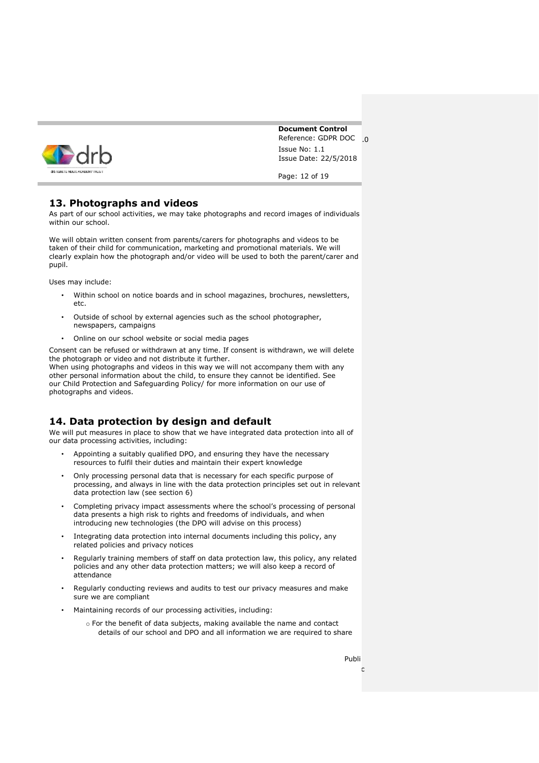## 13. Photographs and videos

As part of our school activities, we may take photographs and record images of individuals within our school.

We will obtain written consent from parents/carers for photographs and videos to be taken of their child for communication, marketing and promotional materials. We will clearly explain how the photograph and/or video will be used to both the parent/carer and pupil.

Uses may include:

- Within school on notice boards and in school magazines, brochures, newsletters, etc.
- Outside of school by external agencies such as the school photographer, newspapers, campaigns
- Online on our school website or social media pages

Consent can be refused or withdrawn at any time. If consent is withdrawn, we will delete the photograph or video and not distribute it further.

When using photographs and videos in this way we will not accompany them with any other personal information about the child, to ensure they cannot be identified. See our Child Protection and Safeguarding Policy/ for more information on our use of photographs and videos.

## 14. Data protection by design and default

We will put measures in place to show that we have integrated data protection into all of our data processing activities, including:

- Appointing a suitably qualified DPO, and ensuring they have the necessary resources to fulfil their duties and maintain their expert knowledge
- Only processing personal data that is necessary for each specific purpose of processing, and always in line with the data protection principles set out in relevant data protection law (see section 6)
- Completing privacy impact assessments where the school's processing of personal data presents a high risk to rights and freedoms of individuals, and when introducing new technologies (the DPO will advise on this process)
- Integrating data protection into internal documents including this policy, any related policies and privacy notices
- Regularly training members of staff on data protection law, this policy, any related policies and any other data protection matters; we will also keep a record of attendance
- Regularly conducting reviews and audits to test our privacy measures and make sure we are compliant
- Maintaining records of our processing activities, including:
    - For the benefit of data subjects, making available the name and contact details of our school and DPO and all information we are required to share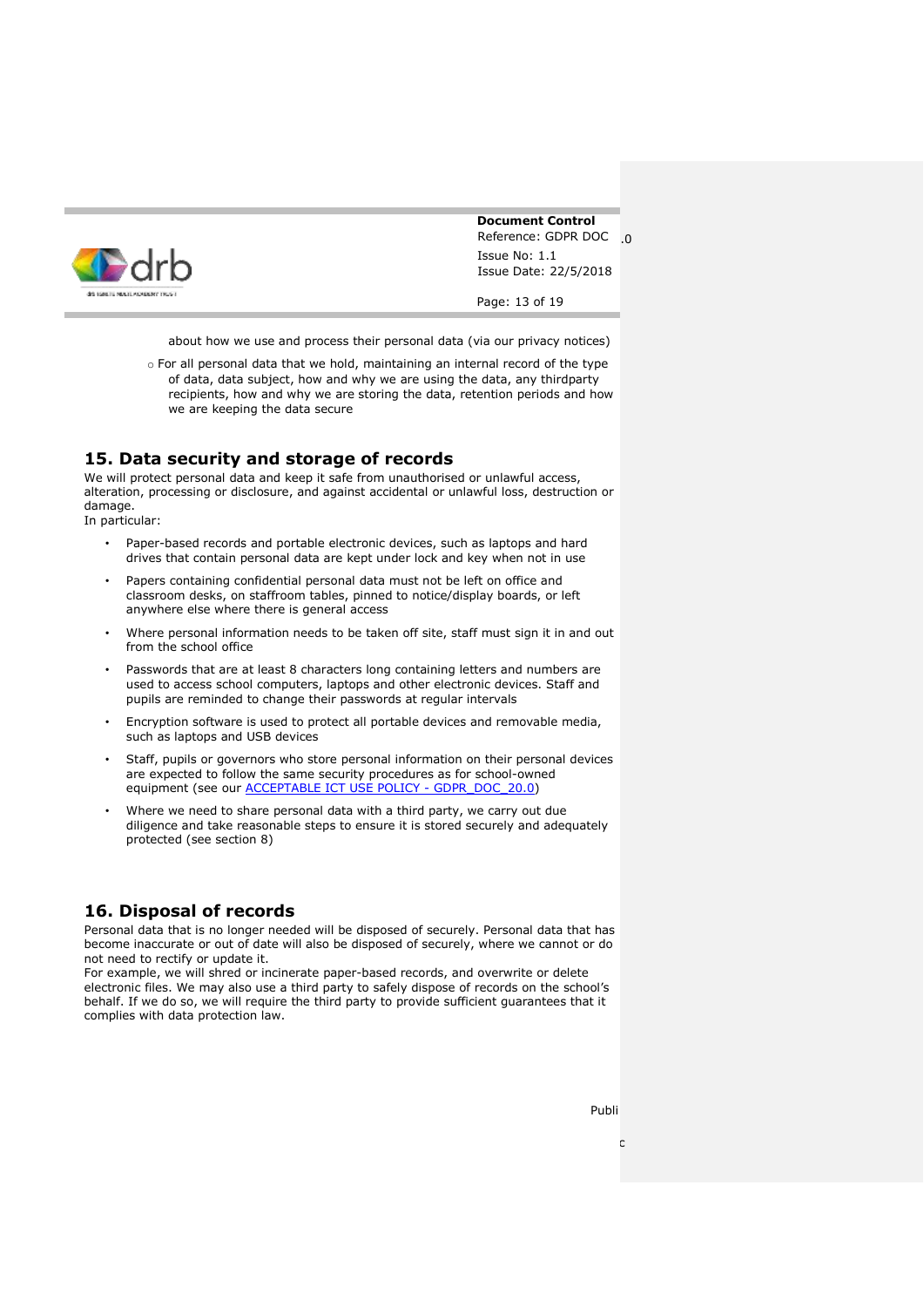about how we use and process their personal data (via our privacy notices)

- For all personal data that we hold, maintaining an internal record of the type of data, data subject, how and why we are using the data, any thirdparty recipients, how and why we are storing the data, retention periods and how we are keeping the data secure

## 15. Data security and storage of records

We will protect personal data and keep it safe from unauthorised or unlawful access, alteration, processing or disclosure, and against accidental or unlawful loss, destruction or damage.
In particular:

- Paper-based records and portable electronic devices, such as laptops and hard drives that contain personal data are kept under lock and key when not in use
- Papers containing confidential personal data must not be left on office and classroom desks, on staffroom tables, pinned to notice/display boards, or left anywhere else where there is general access
- Where personal information needs to be taken off site, staff must sign it in and out from the school office
- Passwords that are at least 8 characters long containing letters and numbers are used to access school computers, laptops and other electronic devices. Staff and pupils are reminded to change their passwords at regular intervals
- Encryption software is used to protect all portable devices and removable media, such as laptops and USB devices
- Staff, pupils or governors who store personal information on their personal devices are expected to follow the same security procedures as for school-owned equipment (see our ACCEPTABLE ICT USE POLICY - GDPR_DOC_20.0)
- Where we need to share personal data with a third party, we carry out due diligence and take reasonable steps to ensure it is stored securely and adequately protected (see section 8)

## 16. Disposal of records

Personal data that is no longer needed will be disposed of securely. Personal data that has become inaccurate or out of date will also be disposed of securely, where we cannot or do not need to rectify or update it.
For example, we will shred or incinerate paper-based records, and overwrite or delete electronic files. We may also use a third party to safely dispose of records on the school's behalf. If we do so, we will require the third party to provide sufficient guarantees that it complies with data protection law.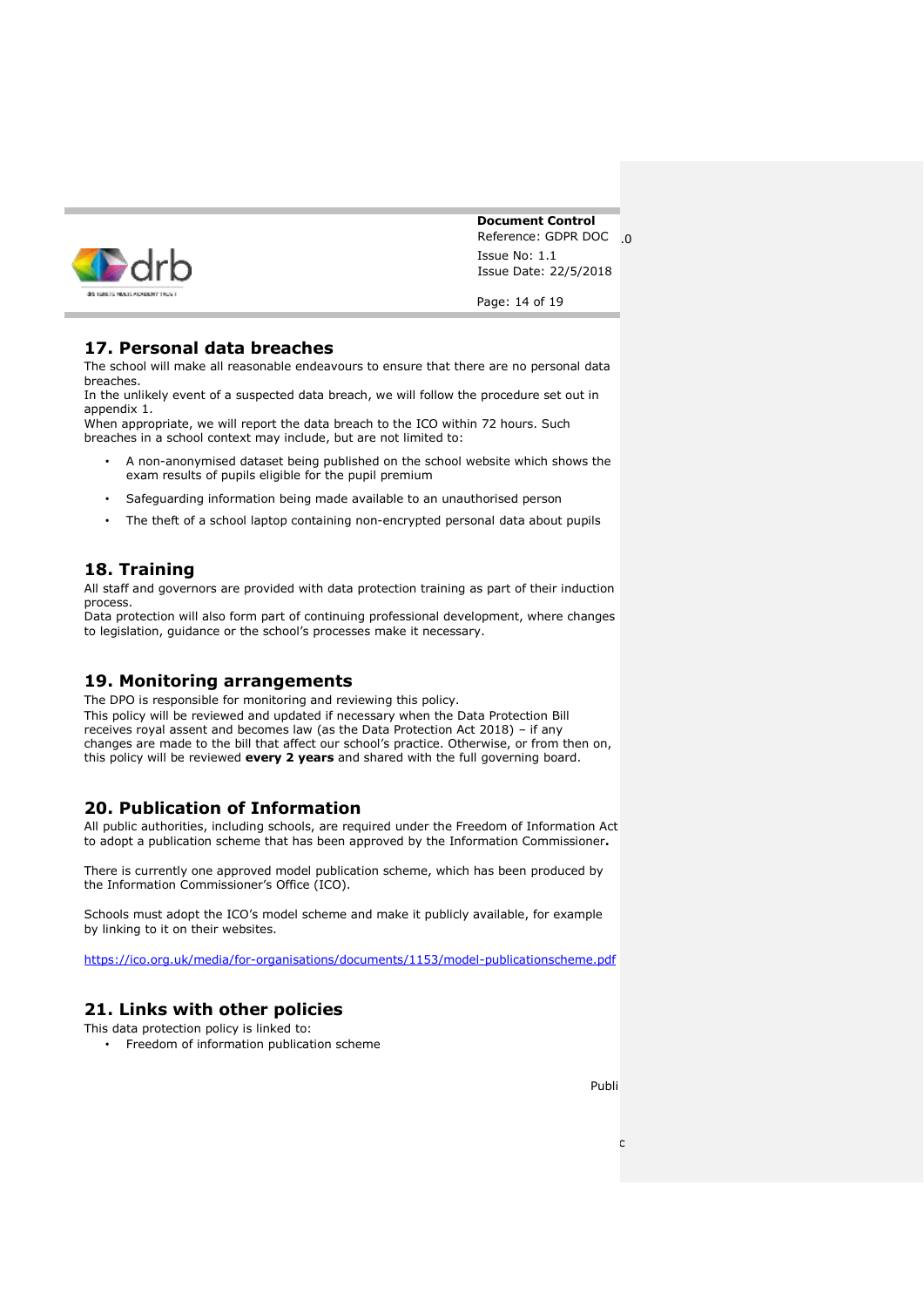## 17. Personal data breaches

The school will make all reasonable endeavours to ensure that there are no personal data breaches.

In the unlikely event of a suspected data breach, we will follow the procedure set out in appendix 1.

When appropriate, we will report the data breach to the ICO within 72 hours. Such breaches in a school context may include, but are not limited to:

- A non-anonymised dataset being published on the school website which shows the exam results of pupils eligible for the pupil premium
- Safeguarding information being made available to an unauthorised person
- The theft of a school laptop containing non-encrypted personal data about pupils

## 18. Training

All staff and governors are provided with data protection training as part of their induction process.

Data protection will also form part of continuing professional development, where changes to legislation, guidance or the school's processes make it necessary.

## 19. Monitoring arrangements

The DPO is responsible for monitoring and reviewing this policy.

This policy will be reviewed and updated if necessary when the Data Protection Bill receives royal assent and becomes law (as the Data Protection Act 2018) – if any changes are made to the bill that affect our school's practice. Otherwise, or from then on, this policy will be reviewed **every 2 years** and shared with the full governing board.

## 20. Publication of Information

All public authorities, including schools, are required under the Freedom of Information Act to adopt a publication scheme that has been approved by the Information Commissioner**.**

There is currently one approved model publication scheme, which has been produced by the Information Commissioner's Office (ICO).

Schools must adopt the ICO's model scheme and make it publicly available, for example by linking to it on their websites.

https://ico.org.uk/media/for-organisations/documents/1153/model-publicationscheme.pdf

## 21. Links with other policies

This data protection policy is linked to:

- Freedom of information publication scheme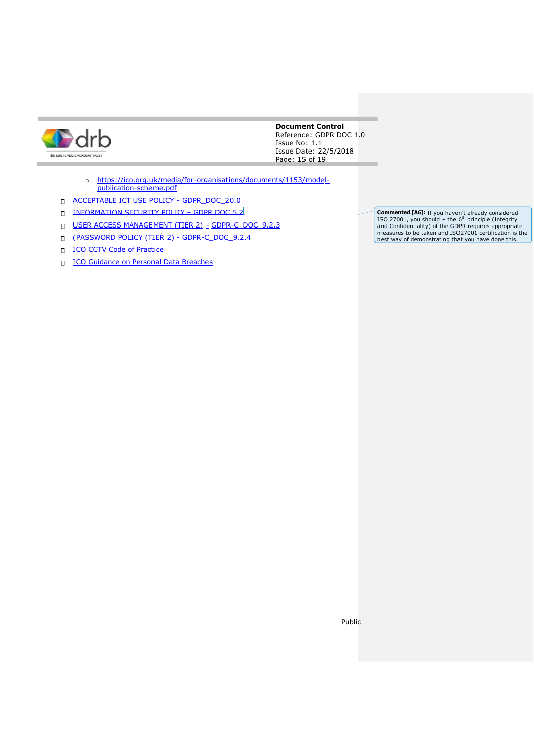- https://ico.org.uk/media/for-organisations/documents/1153/model-publication-scheme.pdf

- ACCEPTABLE ICT USE POLICY - GDPR_DOC_20.0
- INFORMATION SECURITY POLICY – GDPR DOC 5.2
- USER ACCESS MANAGEMENT (TIER 2) - GDPR-C_DOC_9.2.3
- (PASSWORD POLICY (TIER 2) - GDPR-C_DOC_9.2.4
- ICO CCTV Code of Practice
- ICO Guidance on Personal Data Breaches

**Commented [A6]:** If you haven't already considered ISO 27001, you should – the 6th principle (Integrity and Confidentiality) of the GDPR requires appropriate measures to be taken and ISO27001 certification is the best way of demonstrating that you have done this.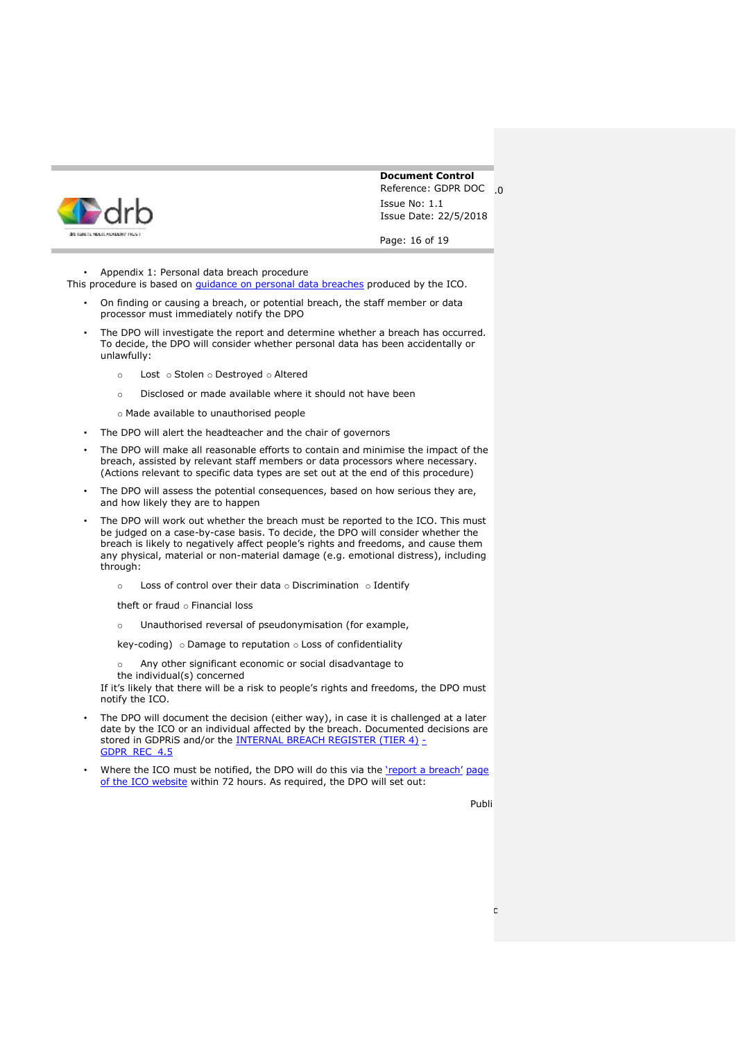- Appendix 1: Personal data breach procedure

This procedure is based on [guidance on personal data breaches] produced by the ICO.

- On finding or causing a breach, or potential breach, the staff member or data processor must immediately notify the DPO
- The DPO will investigate the report and determine whether a breach has occurred. To decide, the DPO will consider whether personal data has been accidentally or unlawfully:
  - Lost
  - Stolen
  - Destroyed
  - Altered
  - Disclosed or made available where it should not have been
  - Made available to unauthorised people
- The DPO will alert the headteacher and the chair of governors
- The DPO will make all reasonable efforts to contain and minimise the impact of the breach, assisted by relevant staff members or data processors where necessary. (Actions relevant to specific data types are set out at the end of this procedure)
- The DPO will assess the potential consequences, based on how serious they are, and how likely they are to happen
- The DPO will work out whether the breach must be reported to the ICO. This must be judged on a case-by-case basis. To decide, the DPO will consider whether the breach is likely to negatively affect people's rights and freedoms, and cause them any physical, material or non-material damage (e.g. emotional distress), including through:
  - Loss of control over their data
  - Discrimination
  - Identify theft or fraud
  - Financial loss
  - Unauthorised reversal of pseudonymisation (for example, key-coding)
  - Damage to reputation
  - Loss of confidentiality
  - Any other significant economic or social disadvantage to the individual(s) concerned

  If it's likely that there will be a risk to people's rights and freedoms, the DPO must notify the ICO.
- The DPO will document the decision (either way), in case it is challenged at a later date by the ICO or an individual affected by the breach. Documented decisions are stored in GDPRiS and/or the [INTERNAL BREACH REGISTER (TIER 4) - GDPR_REC_4.5]
- Where the ICO must be notified, the DPO will do this via the ['report a breach' page of the ICO website] within 72 hours. As required, the DPO will set out: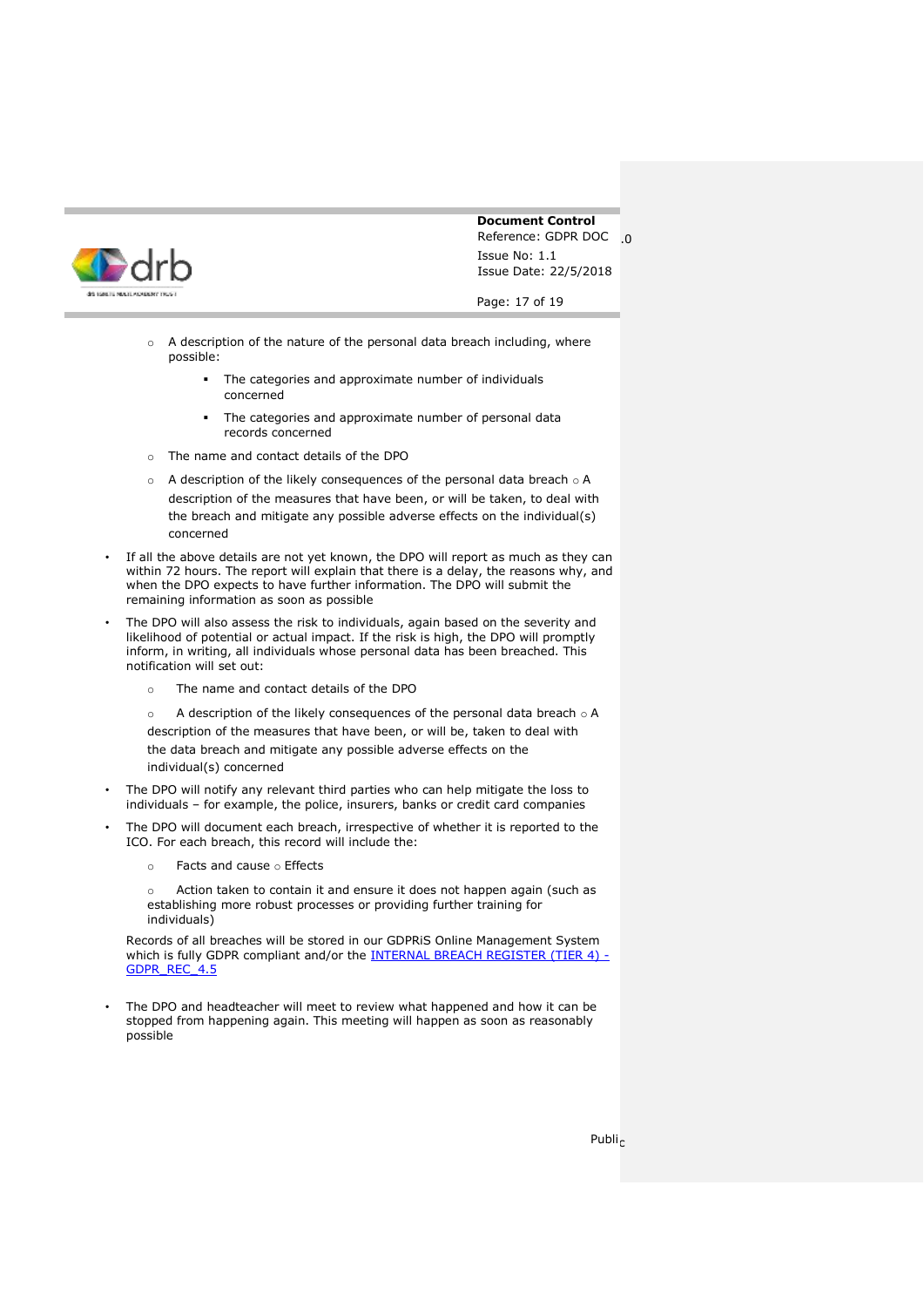- A description of the nature of the personal data breach including, where possible:
    - The categories and approximate number of individuals concerned
    - The categories and approximate number of personal data records concerned
- The name and contact details of the DPO
- A description of the likely consequences of the personal data breach
- A description of the measures that have been, or will be taken, to deal with the breach and mitigate any possible adverse effects on the individual(s) concerned

- If all the above details are not yet known, the DPO will report as much as they can within 72 hours. The report will explain that there is a delay, the reasons why, and when the DPO expects to have further information. The DPO will submit the remaining information as soon as possible
- The DPO will also assess the risk to individuals, again based on the severity and likelihood of potential or actual impact. If the risk is high, the DPO will promptly inform, in writing, all individuals whose personal data has been breached. This notification will set out:
    - The name and contact details of the DPO
    - A description of the likely consequences of the personal data breach
    - A description of the measures that have been, or will be, taken to deal with the data breach and mitigate any possible adverse effects on the individual(s) concerned
- The DPO will notify any relevant third parties who can help mitigate the loss to individuals – for example, the police, insurers, banks or credit card companies
- The DPO will document each breach, irrespective of whether it is reported to the ICO. For each breach, this record will include the:
    - Facts and cause
    - Effects
    - Action taken to contain it and ensure it does not happen again (such as establishing more robust processes or providing further training for individuals)

  Records of all breaches will be stored in our GDPRiS Online Management System which is fully GDPR compliant and/or the [INTERNAL BREACH REGISTER (TIER 4) - GDPR_REC_4.5]

- The DPO and headteacher will meet to review what happened and how it can be stopped from happening again. This meeting will happen as soon as reasonably possible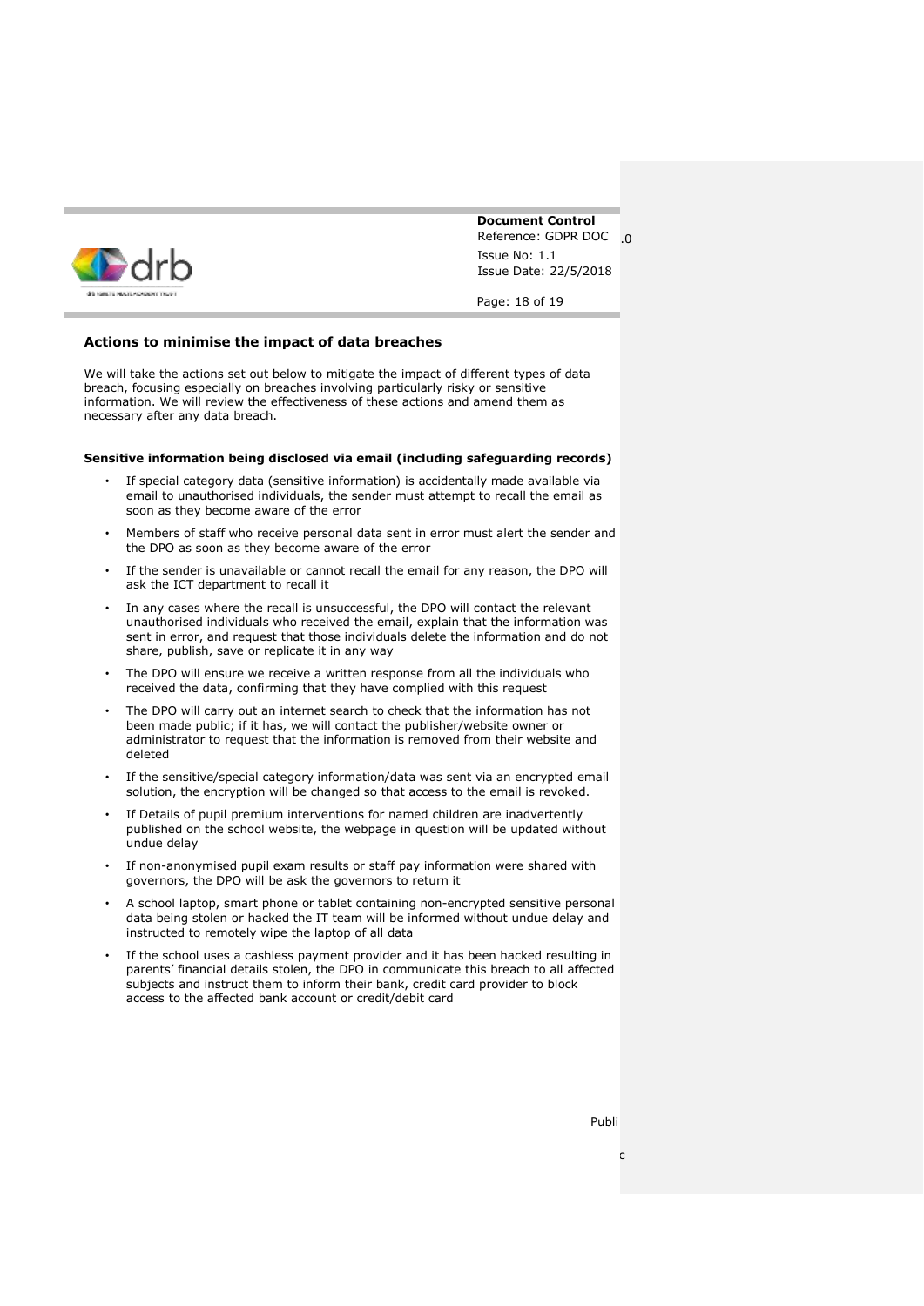## Actions to minimise the impact of data breaches

We will take the actions set out below to mitigate the impact of different types of data breach, focusing especially on breaches involving particularly risky or sensitive information. We will review the effectiveness of these actions and amend them as necessary after any data breach.

### Sensitive information being disclosed via email (including safeguarding records)

- If special category data (sensitive information) is accidentally made available via email to unauthorised individuals, the sender must attempt to recall the email as soon as they become aware of the error
- Members of staff who receive personal data sent in error must alert the sender and the DPO as soon as they become aware of the error
- If the sender is unavailable or cannot recall the email for any reason, the DPO will ask the ICT department to recall it
- In any cases where the recall is unsuccessful, the DPO will contact the relevant unauthorised individuals who received the email, explain that the information was sent in error, and request that those individuals delete the information and do not share, publish, save or replicate it in any way
- The DPO will ensure we receive a written response from all the individuals who received the data, confirming that they have complied with this request
- The DPO will carry out an internet search to check that the information has not been made public; if it has, we will contact the publisher/website owner or administrator to request that the information is removed from their website and deleted
- If the sensitive/special category information/data was sent via an encrypted email solution, the encryption will be changed so that access to the email is revoked.
- If Details of pupil premium interventions for named children are inadvertently published on the school website, the webpage in question will be updated without undue delay
- If non-anonymised pupil exam results or staff pay information were shared with governors, the DPO will be ask the governors to return it
- A school laptop, smart phone or tablet containing non-encrypted sensitive personal data being stolen or hacked the IT team will be informed without undue delay and instructed to remotely wipe the laptop of all data
- If the school uses a cashless payment provider and it has been hacked resulting in parents' financial details stolen, the DPO in communicate this breach to all affected subjects and instruct them to inform their bank, credit card provider to block access to the affected bank account or credit/debit card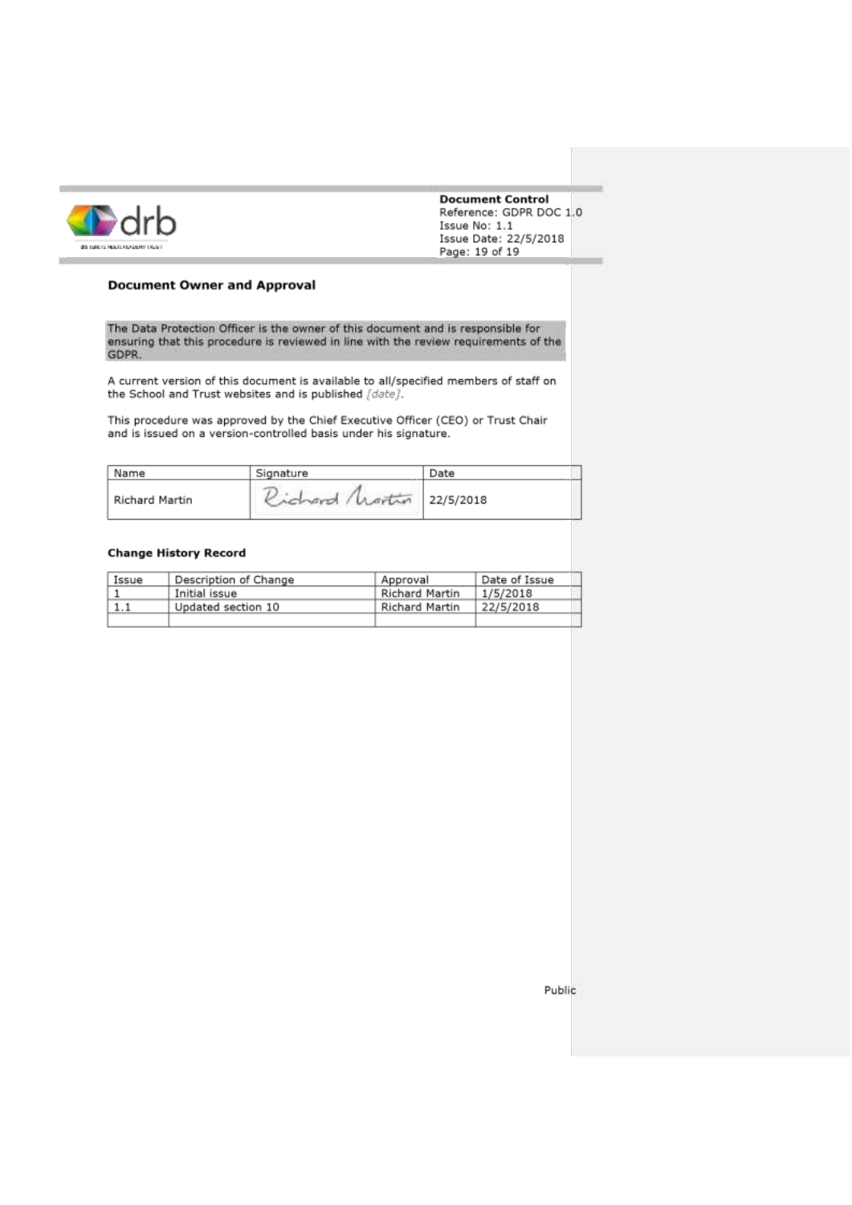## Document Owner and Approval

The Data Protection Officer is the owner of this document and is responsible for ensuring that this procedure is reviewed in line with the review requirements of the GDPR.

A current version of this document is available to all/specified members of staff on the School and Trust websites and is published *[date]*.

This procedure was approved by the Chief Executive Officer (CEO) or Trust Chair and is issued on a version-controlled basis under his signature.

| Name | Signature | Date |
| --- | --- | --- |
| Richard Martin | Richard Martin | 22/5/2018 |

## Change History Record

| Issue | Description of Change | Approval | Date of Issue |
| --- | --- | --- | --- |
| 1 | Initial issue | Richard Martin | 1/5/2018 |
| 1.1 | Updated section 10 | Richard Martin | 22/5/2018 |
| | | | |